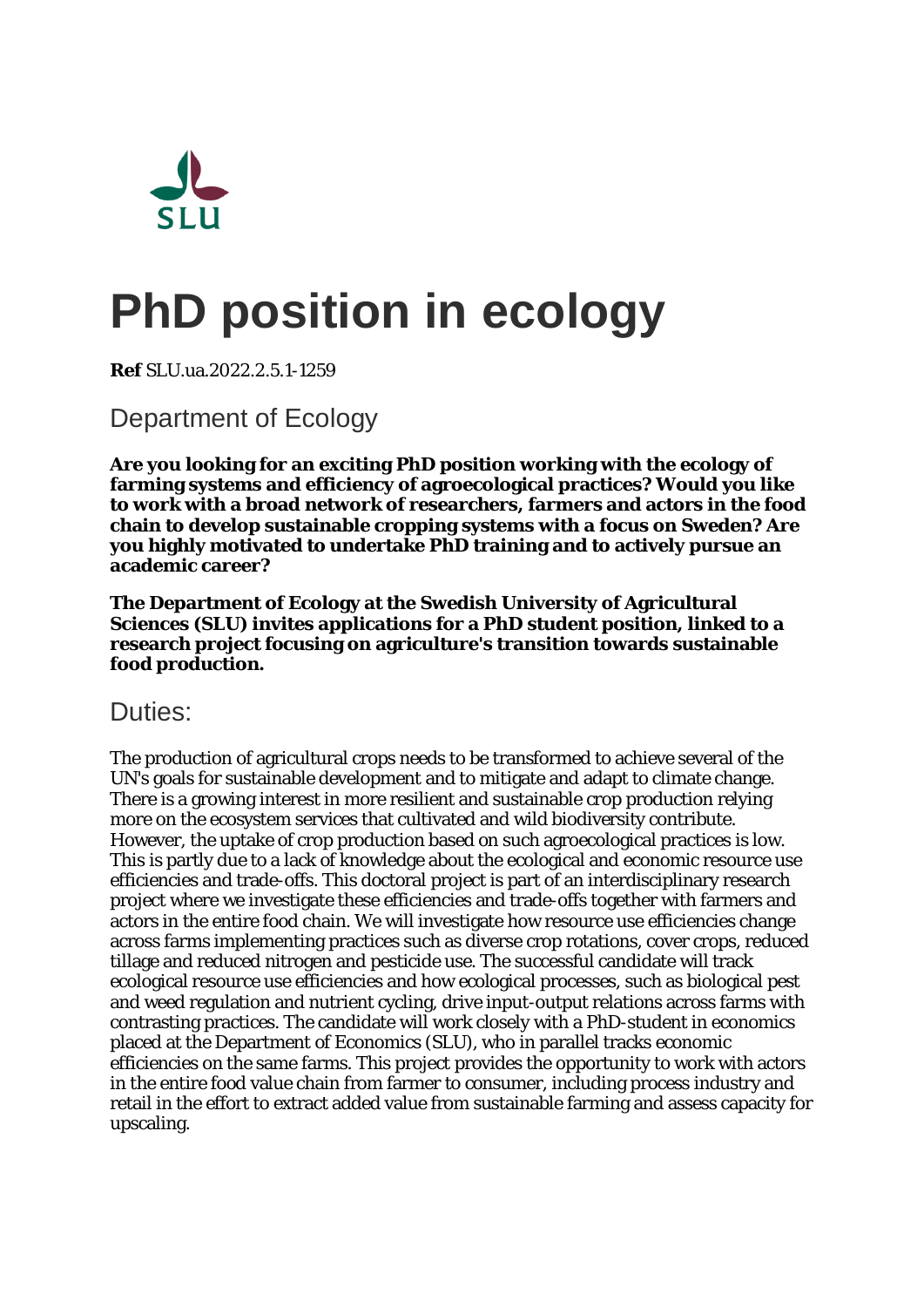SLU

# PhD position in ecology

**Ref** SLU.ua.2022.2.5.1-1259

## Department of Ecology

**Are you looking for an exciting PhD position working with the ecology of farming systems and efficiency of agroecological practices? Would you like to work with a broad network of researchers, farmers and actors in the food chain to develop sustainable cropping systems with a focus on Sweden? Are you highly motivated to undertake PhD training and to actively pursue an academic career?**

**The Department of Ecology at the Swedish University of Agricultural Sciences (SLU) invites applications for a PhD student position, linked to a research project focusing on agriculture's transition towards sustainable food production.**

## Duties:

The production of agricultural crops needs to be transformed to achieve several of the UN's goals for sustainable development and to mitigate and adapt to climate change. There is a growing interest in more resilient and sustainable crop production relying more on the ecosystem services that cultivated and wild biodiversity contribute. However, the uptake of crop production based on such agroecological practices is low. This is partly due to a lack of knowledge about the ecological and economic resource use efficiencies and trade-offs. This doctoral project is part of an interdisciplinary research project where we investigate these efficiencies and trade-offs together with farmers and actors in the entire food chain. We will investigate how resource use efficiencies change across farms implementing practices such as diverse crop rotations, cover crops, reduced tillage and reduced nitrogen and pesticide use. The successful candidate will track ecological resource use efficiencies and how ecological processes, such as biological pest and weed regulation and nutrient cycling, drive input-output relations across farms with contrasting practices. The candidate will work closely with a PhD-student in economics placed at the Department of Economics (SLU), who in parallel tracks economic efficiencies on the same farms. This project provides the opportunity to work with actors in the entire food value chain from farmer to consumer, including process industry and retail in the effort to extract added value from sustainable farming and assess capacity for upscaling.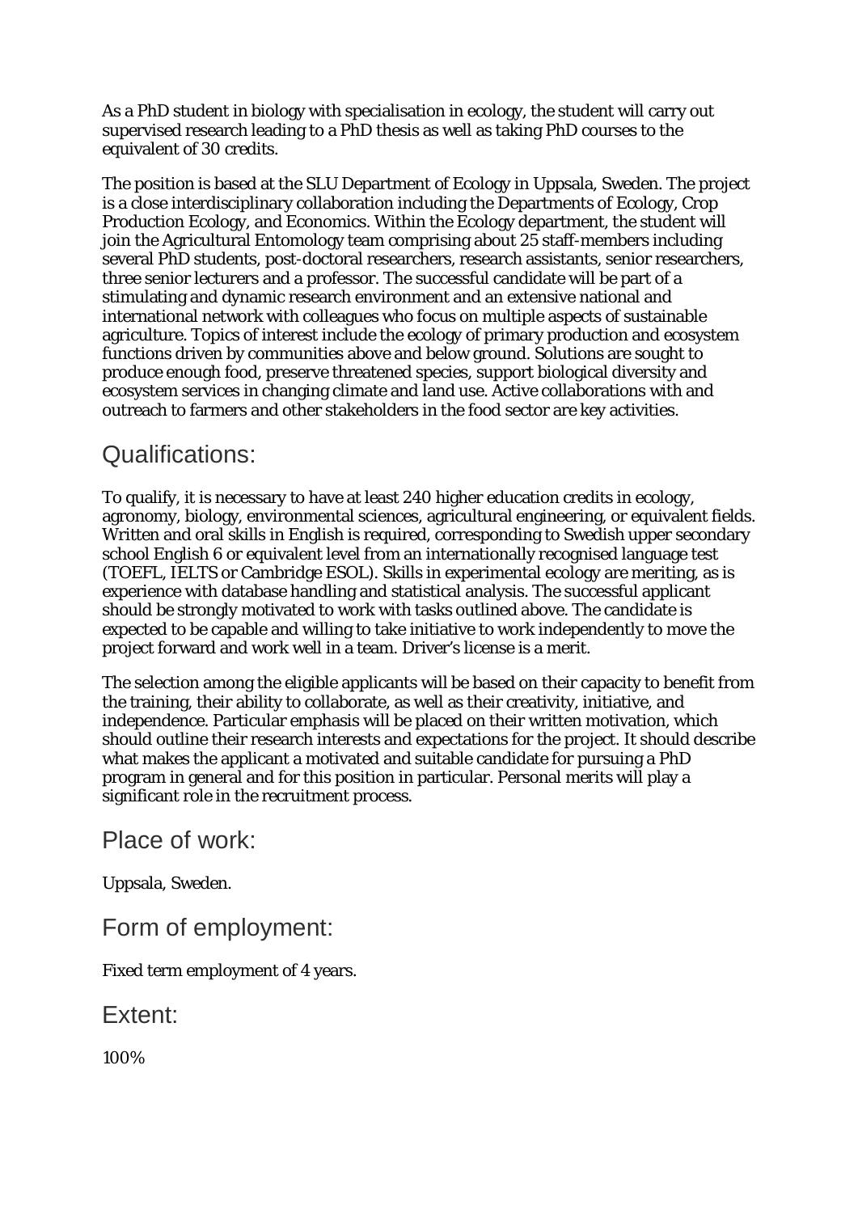As a PhD student in biology with specialisation in ecology, the student will carry out supervised research leading to a PhD thesis as well as taking PhD courses to the equivalent of 30 credits.

The position is based at the SLU Department of Ecology in Uppsala, Sweden. The project is a close interdisciplinary collaboration including the Departments of Ecology, Crop Production Ecology, and Economics. Within the Ecology department, the student will join the Agricultural Entomology team comprising about 25 staff-members including several PhD students, post-doctoral researchers, research assistants, senior researchers, three senior lecturers and a professor. The successful candidate will be part of a stimulating and dynamic research environment and an extensive national and international network with colleagues who focus on multiple aspects of sustainable agriculture. Topics of interest include the ecology of primary production and ecosystem functions driven by communities above and below ground. Solutions are sought to produce enough food, preserve threatened species, support biological diversity and ecosystem services in changing climate and land use. Active collaborations with and outreach to farmers and other stakeholders in the food sector are key activities.

## Qualifications:

To qualify, it is necessary to have at least 240 higher education credits in ecology, agronomy, biology, environmental sciences, agricultural engineering, or equivalent fields. Written and oral skills in English is required, corresponding to Swedish upper secondary school English 6 or equivalent level from an internationally recognised language test (TOEFL, IELTS or Cambridge ESOL). Skills in experimental ecology are meriting, as is experience with database handling and statistical analysis. The successful applicant should be strongly motivated to work with tasks outlined above. The candidate is expected to be capable and willing to take initiative to work independently to move the project forward and work well in a team. Driver's license is a merit.

The selection among the eligible applicants will be based on their capacity to benefit from the training, their ability to collaborate, as well as their creativity, initiative, and independence. Particular emphasis will be placed on their written motivation, which should outline their research interests and expectations for the project. It should describe what makes the applicant a motivated and suitable candidate for pursuing a PhD program in general and for this position in particular. Personal merits will play a significant role in the recruitment process.

## Place of work:

Uppsala, Sweden.

## Form of employment:

Fixed term employment of 4 years.

## Extent:

100%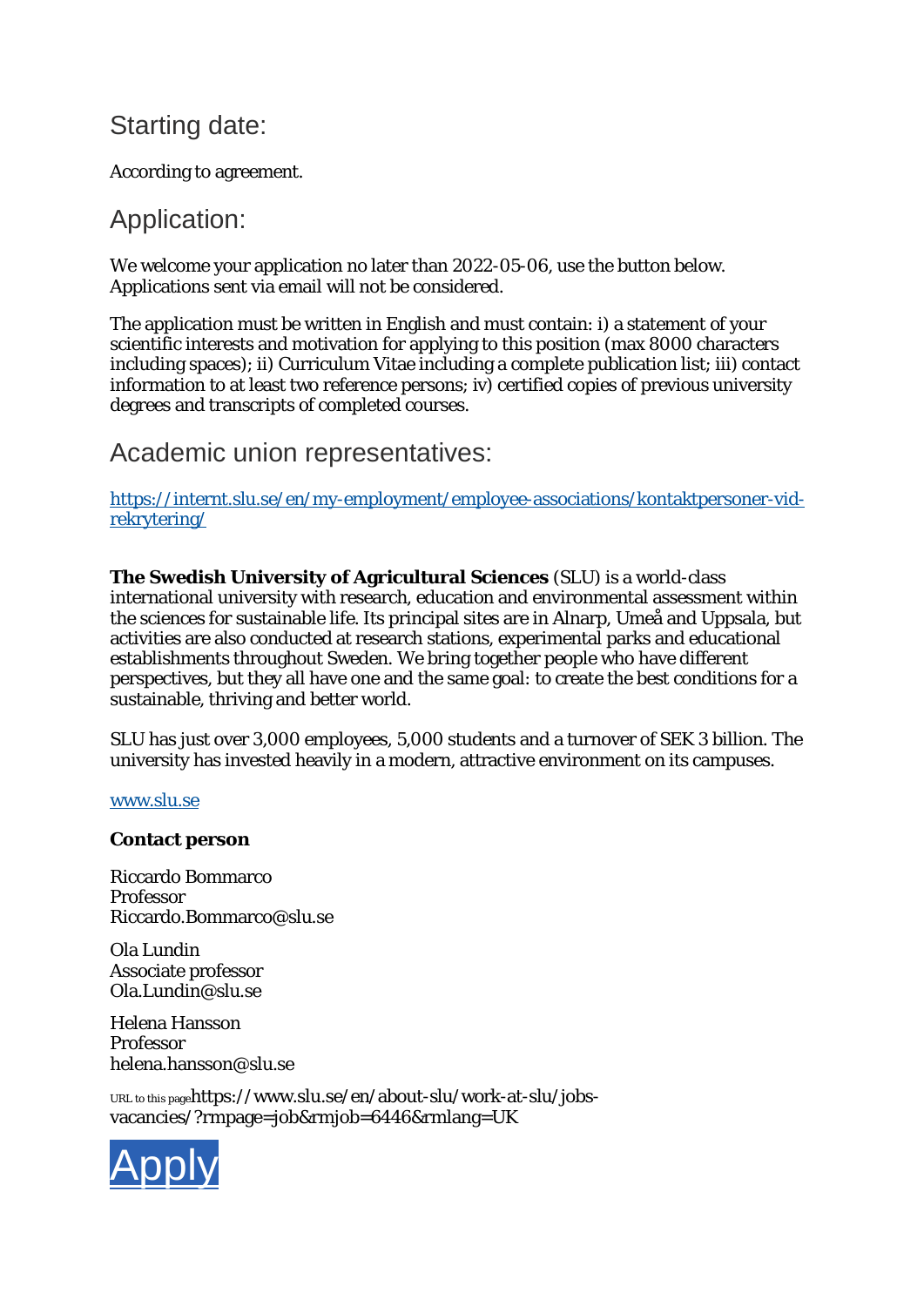## Starting date:

According to agreement.

## Application:

We welcome your application no later than 2022-05-06, use the button below. Applications sent via email will not be considered.

The application must be written in English and must contain: i) a statement of your scientific interests and motivation for applying to this position (max 8000 characters including spaces); ii) Curriculum Vitae including a complete publication list; iii) contact information to at least two reference persons; iv) certified copies of previous university degrees and transcripts of completed courses.

## Academic union representatives:

[https://internt.slu.se/en/my-employment/employee-associations/kontaktpersoner-vid-rekrytering/](https://internt.slu.se/en/my-employment/employee-associations/kontaktpersoner-vid-rekrytering/)

**The Swedish University of Agricultural Sciences** (SLU) is a world-class international university with research, education and environmental assessment within the sciences for sustainable life. Its principal sites are in Alnarp, Umeå and Uppsala, but activities are also conducted at research stations, experimental parks and educational establishments throughout Sweden. We bring together people who have different perspectives, but they all have one and the same goal: to create the best conditions for a sustainable, thriving and better world.

SLU has just over 3,000 employees, 5,000 students and a turnover of SEK 3 billion. The university has invested heavily in a modern, attractive environment on its campuses.

[www.slu.se](www.slu.se)

**Contact person**

Riccardo Bommarco
Professor
Riccardo.Bommarco@slu.se

Ola Lundin
Associate professor
Ola.Lundin@slu.se

Helena Hansson
Professor
helena.hansson@slu.se

URL to this page https://www.slu.se/en/about-slu/work-at-slu/jobs-vacancies/?rmpage=job&rmjob=6446&rmlang=UK

Apply